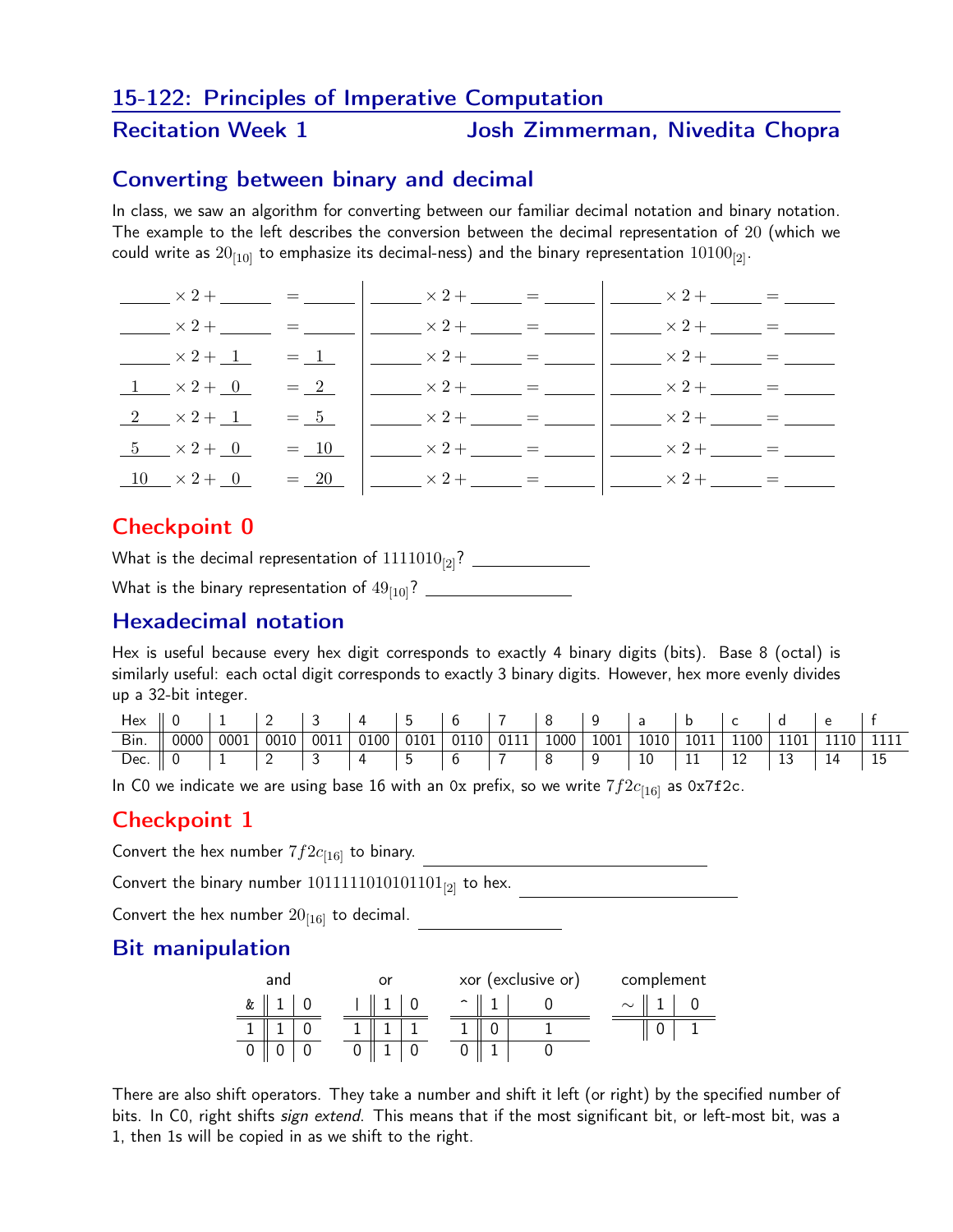# 15-122: Principles of Imperative Computation

## Recitation Week 1 — Josh Zimmerman, Nivedita Chopra

## Converting between binary and decimal

In class, we saw an algorithm for converting between our familiar decimal notation and binary notation. The example to the left describes the conversion between the decimal representation of $20$ (which we could write as $20_{[10]}$ to emphasize its decimal-ness) and the binary representation $10100_{[2]}$.

| | | |
|---|---|---|
| ____ $\times 2 +$ ____ $=$ ____ | ____ $\times 2 +$ ____ $=$ ____ | ____ $\times 2 +$ ____ $=$ ____ |
| ____ $\times 2 +$ ____ $=$ ____ | ____ $\times 2 +$ ____ $=$ ____ | ____ $\times 2 +$ ____ $=$ ____ |
| ____ $\times 2 +$ 1 $=$ 1 | ____ $\times 2 +$ ____ $=$ ____ | ____ $\times 2 +$ ____ $=$ ____ |
| 1 $\times 2 +$ 0 $=$ 2 | ____ $\times 2 +$ ____ $=$ ____ | ____ $\times 2 +$ ____ $=$ ____ |
| 2 $\times 2 +$ 1 $=$ 5 | ____ $\times 2 +$ ____ $=$ ____ | ____ $\times 2 +$ ____ $=$ ____ |
| 5 $\times 2 +$ 0 $=$ 10 | ____ $\times 2 +$ ____ $=$ ____ | ____ $\times 2 +$ ____ $=$ ____ |
| 10 $\times 2 +$ 0 $=$ 20 | ____ $\times 2 +$ ____ $=$ ____ | ____ $\times 2 +$ ____ $=$ ____ |

## Checkpoint 0

What is the decimal representation of $1111010_{[2]}$? ____________

What is the binary representation of $49_{[10]}$? ____________

## Hexadecimal notation

Hex is useful because every hex digit corresponds to exactly 4 binary digits (bits). Base 8 (octal) is similarly useful: each octal digit corresponds to exactly 3 binary digits. However, hex more evenly divides up a 32-bit integer.

| Hex | 0 | 1 | 2 | 3 | 4 | 5 | 6 | 7 | 8 | 9 | a | b | c | d | e | f |
|---|---|---|---|---|---|---|---|---|---|---|---|---|---|---|---|---|
| Bin. | 0000 | 0001 | 0010 | 0011 | 0100 | 0101 | 0110 | 0111 | 1000 | 1001 | 1010 | 1011 | 1100 | 1101 | 1110 | 1111 |
| Dec. | 0 | 1 | 2 | 3 | 4 | 5 | 6 | 7 | 8 | 9 | 10 | 11 | 12 | 13 | 14 | 15 |

In C0 we indicate we are using base 16 with an `0x` prefix, so we write $7f2c_{[16]}$ as `0x7f2c`.

## Checkpoint 1

Convert the hex number $7f2c_{[16]}$ to binary. ____________

Convert the binary number $1011111010101101_{[2]}$ to hex. ____________

Convert the hex number $20_{[16]}$ to decimal. ____________

## Bit manipulation

and

| & | 1 | 0 |
|---|---|---|
| 1 | 1 | 0 |
| 0 | 0 | 0 |

or

| \| | 1 | 0 |
|---|---|---|
| 1 | 1 | 1 |
| 0 | 1 | 0 |

xor (exclusive or)

| ^ | 1 | 0 |
|---|---|---|
| 1 | 0 | 1 |
| 0 | 1 | 0 |

complement

| ~ | 1 | 0 |
|---|---|---|
| | 0 | 1 |

There are also shift operators. They take a number and shift it left (or right) by the specified number of bits. In C0, right shifts *sign extend*. This means that if the most significant bit, or left-most bit, was a 1, then 1s will be copied in as we shift to the right.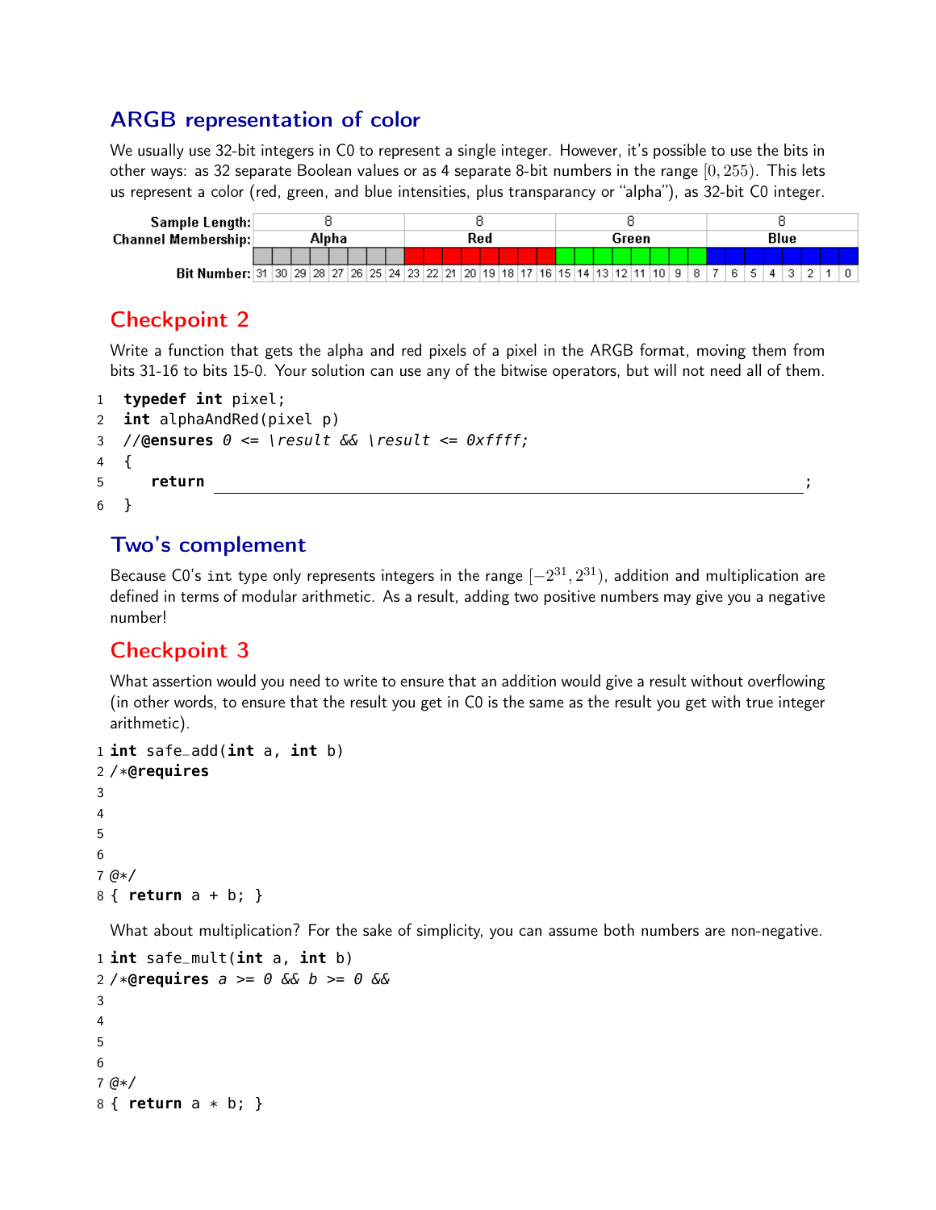## ARGB representation of color

We usually use 32-bit integers in C0 to represent a single integer. However, it's possible to use the bits in other ways: as 32 separate Boolean values or as 4 separate 8-bit numbers in the range $[0, 255)$. This lets us represent a color (red, green, and blue intensities, plus transparancy or "alpha"), as 32-bit C0 integer.

| Sample Length: | 8 | 8 | 8 | 8 |
|---|---|---|---|---|
| Channel Membership: | Alpha | Red | Green | Blue |
| Bit Number: | 31 30 29 28 27 26 25 24 | 23 22 21 20 19 18 17 16 | 15 14 13 12 11 10 9 8 | 7 6 5 4 3 2 1 0 |

## Checkpoint 2

Write a function that gets the alpha and red pixels of a pixel in the ARGB format, moving them from bits 31-16 to bits 15-0. Your solution can use any of the bitwise operators, but will not need all of them.

```
1  typedef int pixel;
2  int alphaAndRed(pixel p)
3  //@ensures 0 <= \result && \result <= 0xffff;
4  {
5     return ________________________________________;
6  }
```

## Two's complement

Because C0's `int` type only represents integers in the range $[-2^{31}, 2^{31})$, addition and multiplication are defined in terms of modular arithmetic. As a result, adding two positive numbers may give you a negative number!

## Checkpoint 3

What assertion would you need to write to ensure that an addition would give a result without overflowing (in other words, to ensure that the result you get in C0 is the same as the result you get with true integer arithmetic).

```
1 int safe_add(int a, int b)
2 /*@requires
3
4
5
6
7 @*/
8 { return a + b; }
```

What about multiplication? For the sake of simplicity, you can assume both numbers are non-negative.

```
1 int safe_mult(int a, int b)
2 /*@requires a >= 0 && b >= 0 &&
3
4
5
6
7 @*/
8 { return a * b; }
```